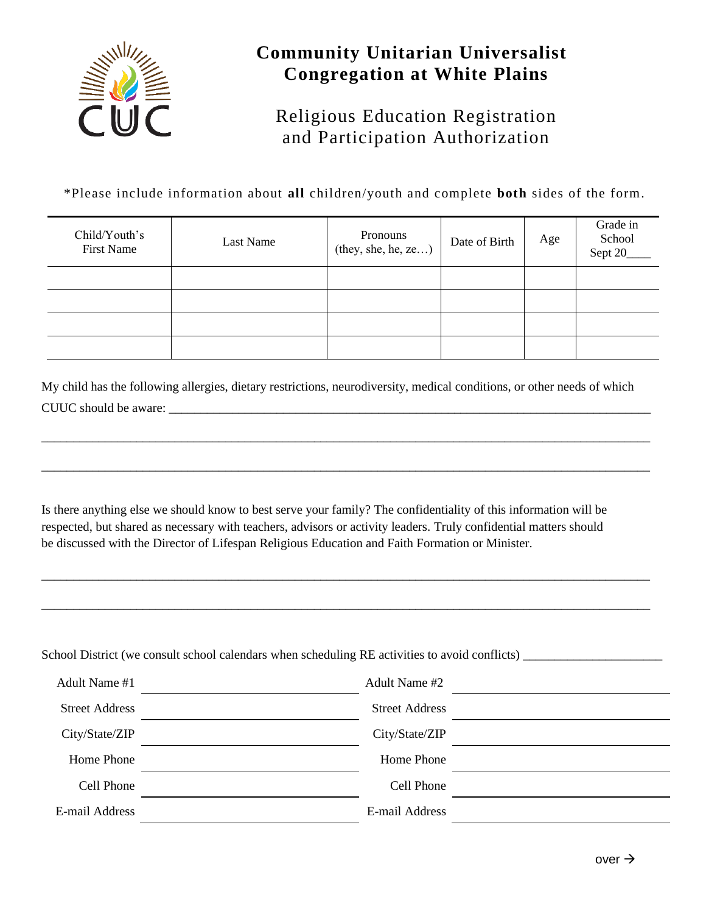# Community Unitarian Universalist Congregation at White Plains

## Religious Education Registration and Participation Authorization

*Please include information about **all** children/youth and complete **both** sides of the form.

| Child/Youth's First Name | Last Name | Pronouns (they, she, he, ze…) | Date of Birth | Age | Grade in School Sept 20____ |
|---|---|---|---|---|---|
| | | | | | |
| | | | | | |
| | | | | | |
| | | | | | |

My child has the following allergies, dietary restrictions, neurodiversity, medical conditions, or other needs of which CUUC should be aware: ________________________________________________________________________________

________________________________________________________________________________

________________________________________________________________________________

Is there anything else we should know to best serve your family? The confidentiality of this information will be respected, but shared as necessary with teachers, advisors or activity leaders. Truly confidential matters should be discussed with the Director of Lifespan Religious Education and Faith Formation or Minister.

________________________________________________________________________________

________________________________________________________________________________

School District (we consult school calendars when scheduling RE activities to avoid conflicts) ______________________

| | | | |
|---|---|---|---|
| Adult Name #1 | | Adult Name #2 | |
| Street Address | | Street Address | |
| City/State/ZIP | | City/State/ZIP | |
| Home Phone | | Home Phone | |
| Cell Phone | | Cell Phone | |
| E-mail Address | | E-mail Address | |

over →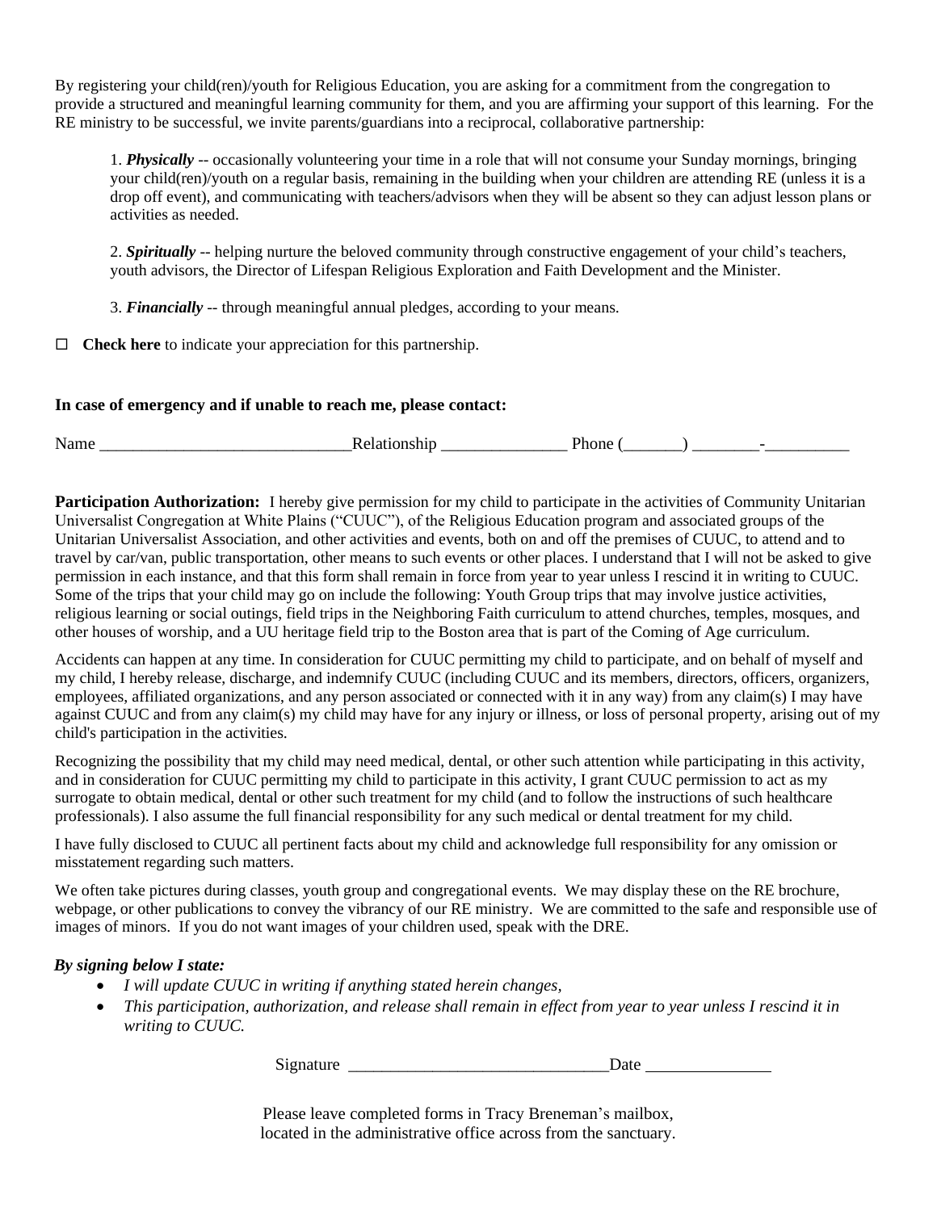By registering your child(ren)/youth for Religious Education, you are asking for a commitment from the congregation to provide a structured and meaningful learning community for them, and you are affirming your support of this learning. For the RE ministry to be successful, we invite parents/guardians into a reciprocal, collaborative partnership:

1. ***Physically*** -- occasionally volunteering your time in a role that will not consume your Sunday mornings, bringing your child(ren)/youth on a regular basis, remaining in the building when your children are attending RE (unless it is a drop off event), and communicating with teachers/advisors when they will be absent so they can adjust lesson plans or activities as needed.

2. ***Spiritually*** -- helping nurture the beloved community through constructive engagement of your child's teachers, youth advisors, the Director of Lifespan Religious Exploration and Faith Development and the Minister.

3. ***Financially*** -- through meaningful annual pledges, according to your means.

☐ **Check here** to indicate your appreciation for this partnership.

**In case of emergency and if unable to reach me, please contact:**

Name ______________________________Relationship _______________ Phone (_______) ________-__________

**Participation Authorization:** I hereby give permission for my child to participate in the activities of Community Unitarian Universalist Congregation at White Plains ("CUUC"), of the Religious Education program and associated groups of the Unitarian Universalist Association, and other activities and events, both on and off the premises of CUUC, to attend and to travel by car/van, public transportation, other means to such events or other places. I understand that I will not be asked to give permission in each instance, and that this form shall remain in force from year to year unless I rescind it in writing to CUUC. Some of the trips that your child may go on include the following: Youth Group trips that may involve justice activities, religious learning or social outings, field trips in the Neighboring Faith curriculum to attend churches, temples, mosques, and other houses of worship, and a UU heritage field trip to the Boston area that is part of the Coming of Age curriculum.

Accidents can happen at any time. In consideration for CUUC permitting my child to participate, and on behalf of myself and my child, I hereby release, discharge, and indemnify CUUC (including CUUC and its members, directors, officers, organizers, employees, affiliated organizations, and any person associated or connected with it in any way) from any claim(s) I may have against CUUC and from any claim(s) my child may have for any injury or illness, or loss of personal property, arising out of my child's participation in the activities.

Recognizing the possibility that my child may need medical, dental, or other such attention while participating in this activity, and in consideration for CUUC permitting my child to participate in this activity, I grant CUUC permission to act as my surrogate to obtain medical, dental or other such treatment for my child (and to follow the instructions of such healthcare professionals). I also assume the full financial responsibility for any such medical or dental treatment for my child.

I have fully disclosed to CUUC all pertinent facts about my child and acknowledge full responsibility for any omission or misstatement regarding such matters.

We often take pictures during classes, youth group and congregational events. We may display these on the RE brochure, webpage, or other publications to convey the vibrancy of our RE ministry. We are committed to the safe and responsible use of images of minors. If you do not want images of your children used, speak with the DRE.

***By signing below I state:***

- *I will update CUUC in writing if anything stated herein changes,*
- *This participation, authorization, and release shall remain in effect from year to year unless I rescind it in writing to CUUC.*

Signature _______________________________Date _______________

Please leave completed forms in Tracy Breneman's mailbox, located in the administrative office across from the sanctuary.